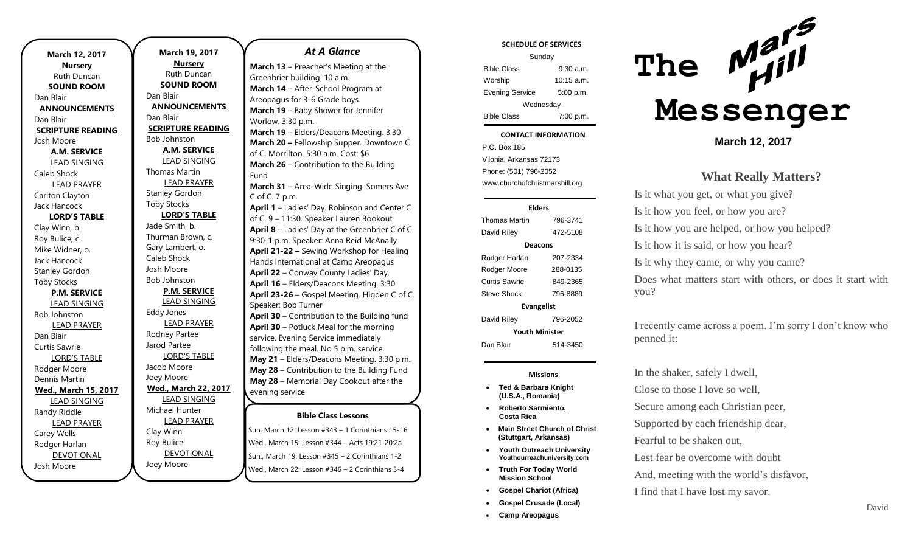**March 12, 2017**

**Nursery**
Ruth Duncan

**SOUND ROOM**
Dan Blair

**ANNOUNCEMENTS**
Dan Blair

**SCRIPTURE READING**
Josh Moore

**A.M. SERVICE**

LEAD SINGING
Caleb Shock

LEAD PRAYER
Carlton Clayton
Jack Hancock

**LORD'S TABLE**
Clay Winn, b.
Roy Bulice, c.
Mike Widner, o.
Jack Hancock
Stanley Gordon
Toby Stocks

**P.M. SERVICE**

LEAD SINGING
Bob Johnston

LEAD PRAYER
Dan Blair
Curtis Sawrie

LORD'S TABLE
Rodger Moore
Dennis Martin

**Wed., March 15, 2017**

LEAD SINGING
Randy Riddle

LEAD PRAYER
Carey Wells
Rodger Harlan

DEVOTIONAL
Josh Moore

**March 19, 2017**

**Nursery**
Ruth Duncan

**SOUND ROOM**
Dan Blair

**ANNOUNCEMENTS**
Dan Blair

**SCRIPTURE READING**
Bob Johnston

**A.M. SERVICE**

LEAD SINGING
Thomas Martin

LEAD PRAYER
Stanley Gordon
Toby Stocks

**LORD'S TABLE**
Jade Smith, b.
Thurman Brown, c.
Gary Lambert, o.
Caleb Shock
Josh Moore
Bob Johnston

**P.M. SERVICE**

LEAD SINGING
Eddy Jones

LEAD PRAYER
Rodney Partee
Jarod Partee

LORD'S TABLE
Jacob Moore
Joey Moore

**Wed., March 22, 2017**

LEAD SINGING
Michael Hunter

LEAD PRAYER
Clay Winn
Roy Bulice

DEVOTIONAL
Joey Moore

## *At A Glance*

**March 13** – Preacher's Meeting at the Greenbrier building. 10 a.m.
**March 14** – After-School Program at Areopagus for 3-6 Grade boys.
**March 19** – Baby Shower for Jennifer Worlow. 3:30 p.m.
**March 19** – Elders/Deacons Meeting. 3:30
**March 20 –** Fellowship Supper. Downtown C of C, Morrilton. 5:30 a.m. Cost: $6
**March 26** – Contribution to the Building Fund
**March 31** – Area-Wide Singing. Somers Ave C of C. 7 p.m.
**April 1** – Ladies' Day. Robinson and Center C of C. 9 – 11:30. Speaker Lauren Bookout
**April 8** – Ladies' Day at the Greenbrier C of C. 9:30-1 p.m. Speaker: Anna Reid McAnally
**April 21-22 –** Sewing Workshop for Healing Hands International at Camp Areopagus
**April 22** – Conway County Ladies' Day.
**April 16** – Elders/Deacons Meeting. 3:30
**April 23-26** – Gospel Meeting. Higden C of C. Speaker: Bob Turner
**April 30** – Contribution to the Building fund
**April 30** – Potluck Meal for the morning service. Evening Service immediately following the meal. No 5 p.m. service.
**May 21** – Elders/Deacons Meeting. 3:30 p.m.
**May 28** – Contribution to the Building Fund
**May 28** – Memorial Day Cookout after the evening service

**Bible Class Lessons**

Sun, March 12: Lesson #343 – 1 Corinthians 15-16
Wed., March 15: Lesson #344 – Acts 19:21-20:2a
Sun., March 19: Lesson #345 – 2 Corinthians 1-2
Wed., March 22: Lesson #346 – 2 Corinthians 3-4

**SCHEDULE OF SERVICES**

| Sunday | |
|---|---|
| Bible Class | 9:30 a.m. |
| Worship | 10:15 a.m. |
| Evening Service | 5:00 p.m. |
| Wednesday | |
| Bible Class | 7:00 p.m. |

**CONTACT INFORMATION**

P.O. Box 185
Vilonia, Arkansas 72173
Phone: (501) 796-2052
www.churchofchristmarshill.org

**Elders**

| | |
|---|---|
| Thomas Martin | 796-3741 |
| David Riley | 472-5108 |

**Deacons**

| | |
|---|---|
| Rodger Harlan | 207-2334 |
| Rodger Moore | 288-0135 |
| Curtis Sawrie | 849-2365 |
| Steve Shock | 796-8889 |

**Evangelist**

| | |
|---|---|
| David Riley | 796-2052 |

**Youth Minister**

| | |
|---|---|
| Dan Blair | 514-3450 |

**Missions**

- **Ted & Barbara Knight (U.S.A., Romania)**
- **Roberto Sarmiento, Costa Rica**
- **Main Street Church of Christ (Stuttgart, Arkansas)**
- **Youth Outreach University** Youthourreachuniversity.com
- **Truth For Today World Mission School**
- **Gospel Chariot (Africa)**
- **Gospel Crusade (Local)**
- **Camp Areopagus**

# The Mars Hill Messenger

**March 12, 2017**

## What Really Matters?

Is it what you get, or what you give?
Is it how you feel, or how you are?
Is it how you are helped, or how you helped?
Is it how it is said, or how you hear?
Is it why they came, or why you came?
Does what matters start with others, or does it start with you?

I recently came across a poem. I'm sorry I don't know who penned it:

In the shaker, safely I dwell,
Close to those I love so well,
Secure among each Christian peer,
Supported by each friendship dear,
Fearful to be shaken out,
Lest fear be overcome with doubt
And, meeting with the world's disfavor,
I find that I have lost my savor.

David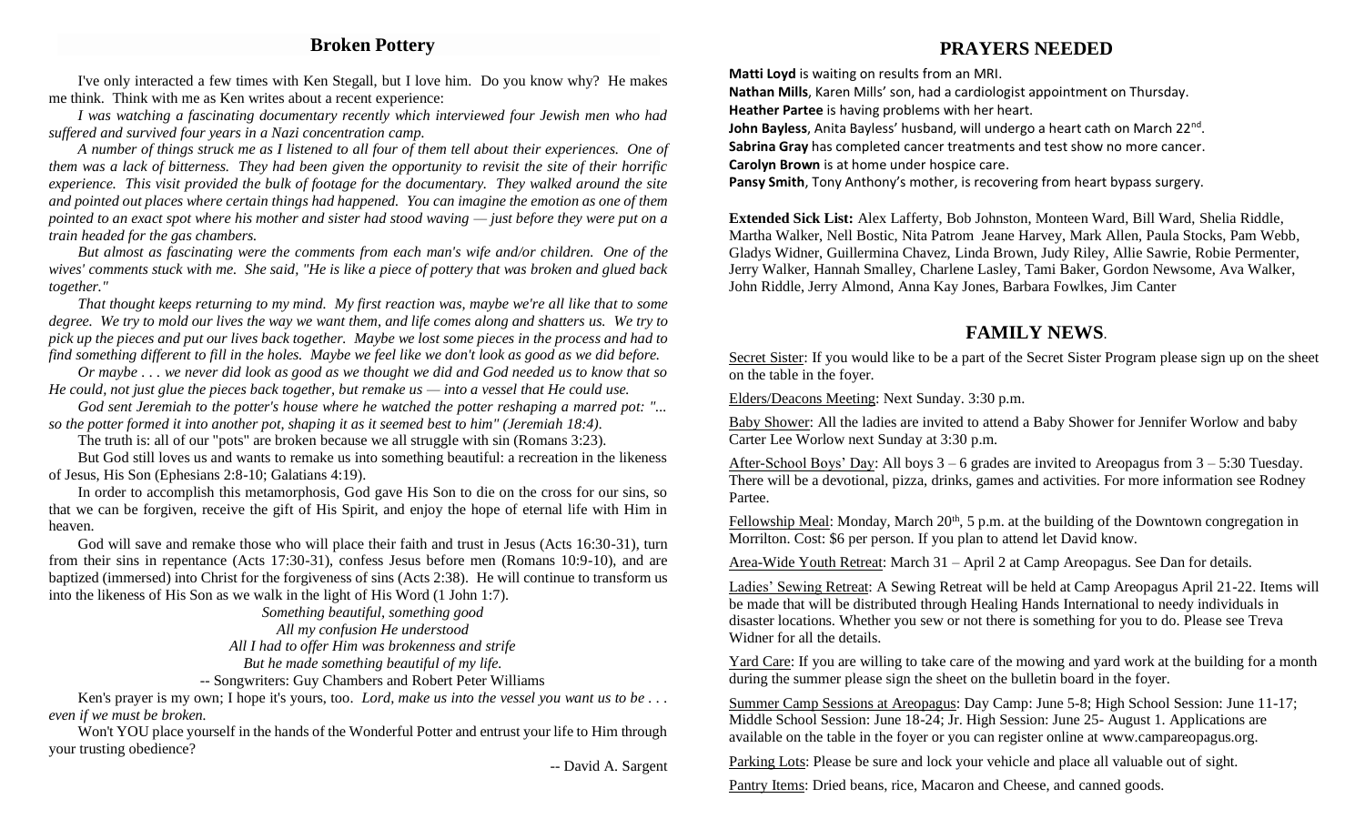## Broken Pottery

I've only interacted a few times with Ken Stegall, but I love him. Do you know why? He makes me think. Think with me as Ken writes about a recent experience:

*I was watching a fascinating documentary recently which interviewed four Jewish men who had suffered and survived four years in a Nazi concentration camp.*

*A number of things struck me as I listened to all four of them tell about their experiences. One of them was a lack of bitterness. They had been given the opportunity to revisit the site of their horrific experience. This visit provided the bulk of footage for the documentary. They walked around the site and pointed out places where certain things had happened. You can imagine the emotion as one of them pointed to an exact spot where his mother and sister had stood waving — just before they were put on a train headed for the gas chambers.*

*But almost as fascinating were the comments from each man's wife and/or children. One of the wives' comments stuck with me. She said, "He is like a piece of pottery that was broken and glued back together."*

*That thought keeps returning to my mind. My first reaction was, maybe we're all like that to some degree. We try to mold our lives the way we want them, and life comes along and shatters us. We try to pick up the pieces and put our lives back together. Maybe we lost some pieces in the process and had to find something different to fill in the holes. Maybe we feel like we don't look as good as we did before.*

*Or maybe . . . we never did look as good as we thought we did and God needed us to know that so He could, not just glue the pieces back together, but remake us — into a vessel that He could use.*

*God sent Jeremiah to the potter's house where he watched the potter reshaping a marred pot: "... so the potter formed it into another pot, shaping it as it seemed best to him" (Jeremiah 18:4).*

The truth is: all of our "pots" are broken because we all struggle with sin (Romans 3:23).

But God still loves us and wants to remake us into something beautiful: a recreation in the likeness of Jesus, His Son (Ephesians 2:8-10; Galatians 4:19).

In order to accomplish this metamorphosis, God gave His Son to die on the cross for our sins, so that we can be forgiven, receive the gift of His Spirit, and enjoy the hope of eternal life with Him in heaven.

God will save and remake those who will place their faith and trust in Jesus (Acts 16:30-31), turn from their sins in repentance (Acts 17:30-31), confess Jesus before men (Romans 10:9-10), and are baptized (immersed) into Christ for the forgiveness of sins (Acts 2:38). He will continue to transform us into the likeness of His Son as we walk in the light of His Word (1 John 1:7).

*Something beautiful, something good*
*All my confusion He understood*
*All I had to offer Him was brokenness and strife*
*But he made something beautiful of my life.*
-- Songwriters: Guy Chambers and Robert Peter Williams

Ken's prayer is my own; I hope it's yours, too. *Lord, make us into the vessel you want us to be . . . even if we must be broken.*

Won't YOU place yourself in the hands of the Wonderful Potter and entrust your life to Him through your trusting obedience?

-- David A. Sargent

## PRAYERS NEEDED

**Matti Loyd** is waiting on results from an MRI.
**Nathan Mills**, Karen Mills' son, had a cardiologist appointment on Thursday.
**Heather Partee** is having problems with her heart.
**John Bayless**, Anita Bayless' husband, will undergo a heart cath on March 22nd.
**Sabrina Gray** has completed cancer treatments and test show no more cancer.
**Carolyn Brown** is at home under hospice care.
**Pansy Smith**, Tony Anthony's mother, is recovering from heart bypass surgery.

**Extended Sick List:** Alex Lafferty, Bob Johnston, Monteen Ward, Bill Ward, Shelia Riddle, Martha Walker, Nell Bostic, Nita Patrom Jeane Harvey, Mark Allen, Paula Stocks, Pam Webb, Gladys Widner, Guillermina Chavez, Linda Brown, Judy Riley, Allie Sawrie, Robie Permenter, Jerry Walker, Hannah Smalley, Charlene Lasley, Tami Baker, Gordon Newsome, Ava Walker, John Riddle, Jerry Almond, Anna Kay Jones, Barbara Fowlkes, Jim Canter

## FAMILY NEWS.

Secret Sister: If you would like to be a part of the Secret Sister Program please sign up on the sheet on the table in the foyer.

Elders/Deacons Meeting: Next Sunday. 3:30 p.m.

Baby Shower: All the ladies are invited to attend a Baby Shower for Jennifer Worlow and baby Carter Lee Worlow next Sunday at 3:30 p.m.

After-School Boys' Day: All boys 3 – 6 grades are invited to Areopagus from 3 – 5:30 Tuesday. There will be a devotional, pizza, drinks, games and activities. For more information see Rodney Partee.

Fellowship Meal: Monday, March 20th, 5 p.m. at the building of the Downtown congregation in Morrilton. Cost: $6 per person. If you plan to attend let David know.

Area-Wide Youth Retreat: March 31 – April 2 at Camp Areopagus. See Dan for details.

Ladies' Sewing Retreat: A Sewing Retreat will be held at Camp Areopagus April 21-22. Items will be made that will be distributed through Healing Hands International to needy individuals in disaster locations. Whether you sew or not there is something for you to do. Please see Treva Widner for all the details.

Yard Care: If you are willing to take care of the mowing and yard work at the building for a month during the summer please sign the sheet on the bulletin board in the foyer.

Summer Camp Sessions at Areopagus: Day Camp: June 5-8; High School Session: June 11-17; Middle School Session: June 18-24; Jr. High Session: June 25- August 1. Applications are available on the table in the foyer or you can register online at www.campareopagus.org.

Parking Lots: Please be sure and lock your vehicle and place all valuable out of sight.

Pantry Items: Dried beans, rice, Macaron and Cheese, and canned goods.